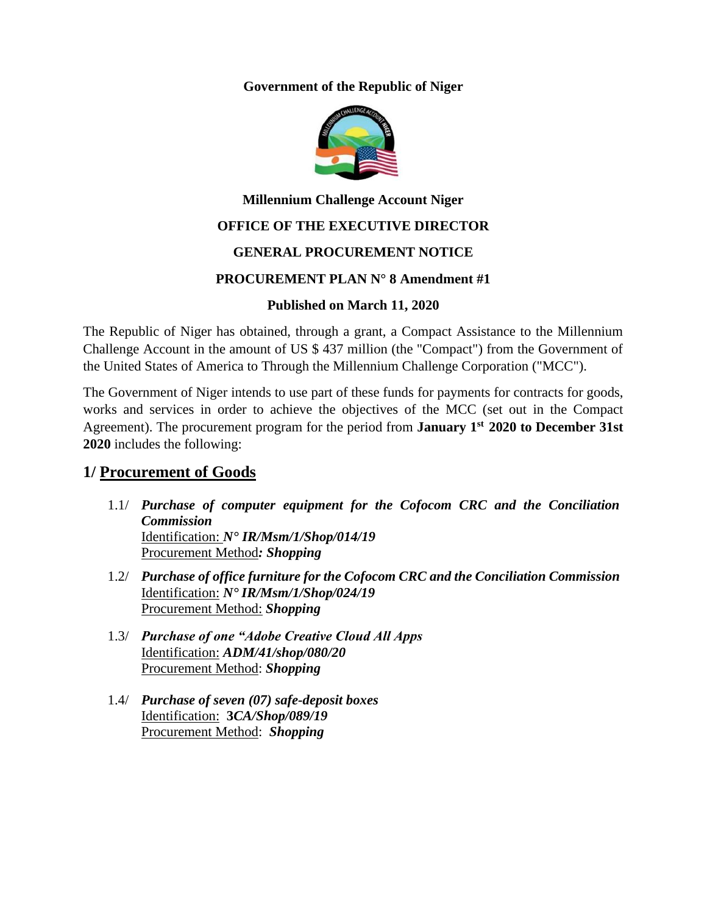**Government of the Republic of Niger**

**Millennium Challenge Account Niger**

**OFFICE OF THE EXECUTIVE DIRECTOR**

**GENERAL PROCUREMENT NOTICE**

**PROCUREMENT PLAN N° 8 Amendment #1**

**Published on March 11, 2020**

The Republic of Niger has obtained, through a grant, a Compact Assistance to the Millennium Challenge Account in the amount of US $ 437 million (the "Compact") from the Government of the United States of America to Through the Millennium Challenge Corporation ("MCC").

The Government of Niger intends to use part of these funds for payments for contracts for goods, works and services in order to achieve the objectives of the MCC (set out in the Compact Agreement). The procurement program for the period from **January 1st 2020 to December 31st 2020** includes the following:

## 1/ Procurement of Goods

1.1/ ***Purchase of computer equipment for the Cofocom CRC and the Conciliation Commission***
Identification: ***N° IR/Msm/1/Shop/014/19***
Procurement Method***: Shopping***

1.2/ ***Purchase of office furniture for the Cofocom CRC and the Conciliation Commission***
Identification: ***N° IR/Msm/1/Shop/024/19***
Procurement Method: ***Shopping***

1.3/ ***Purchase of one "Adobe Creative Cloud All Apps***
Identification: ***ADM/41/shop/080/20***
Procurement Method: ***Shopping***

1.4/ ***Purchase of seven (07) safe-deposit boxes***
Identification: **3*CA/Shop/089/19***
Procurement Method: ***Shopping***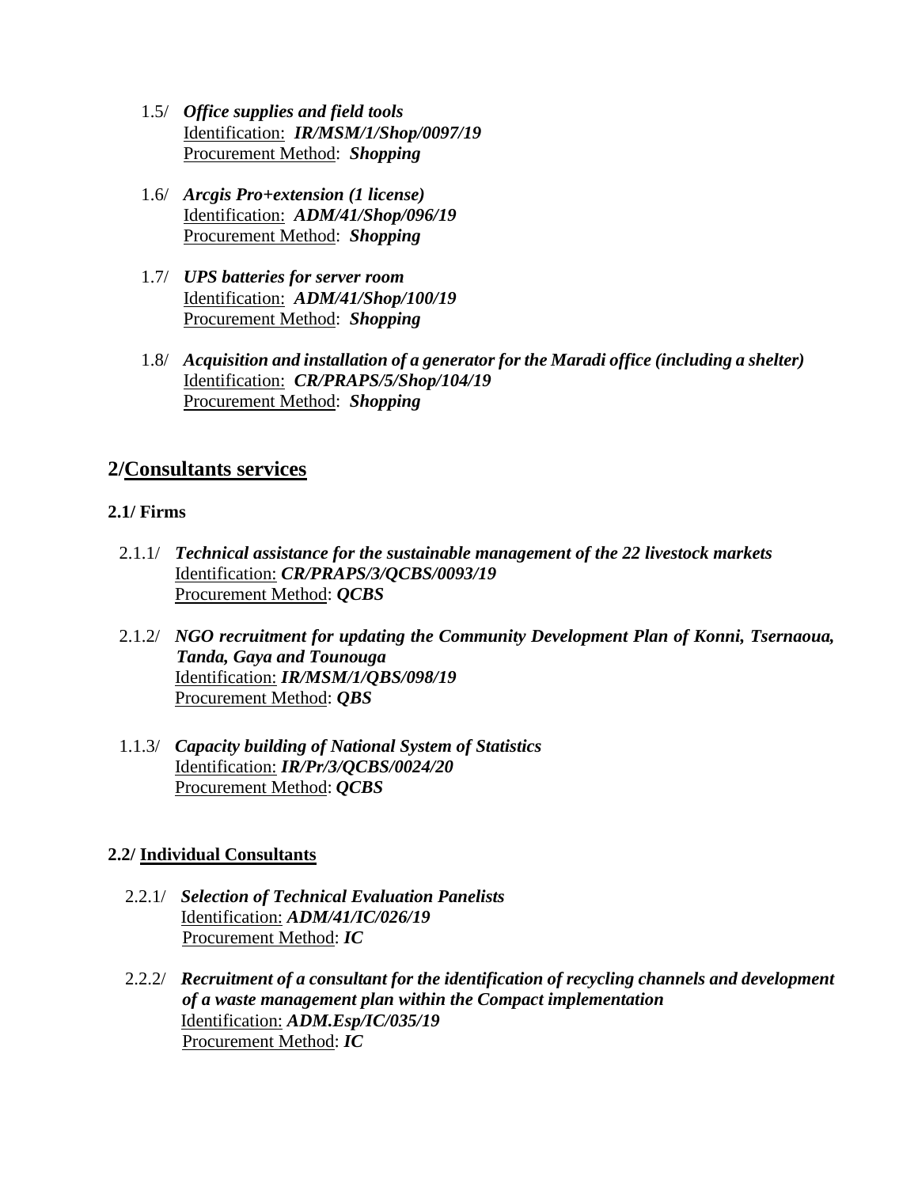1.5/ ***Office supplies and field tools***
Identification: ***IR/MSM/1/Shop/0097/19***
Procurement Method: ***Shopping***

1.6/ ***Arcgis Pro+extension (1 license)***
Identification: ***ADM/41/Shop/096/19***
Procurement Method: ***Shopping***

1.7/ ***UPS batteries for server room***
Identification: ***ADM/41/Shop/100/19***
Procurement Method: ***Shopping***

1.8/ ***Acquisition and installation of a generator for the Maradi office (including a shelter)***
Identification: ***CR/PRAPS/5/Shop/104/19***
Procurement Method: ***Shopping***

## 2/Consultants services

### 2.1/ Firms

2.1.1/ ***Technical assistance for the sustainable management of the 22 livestock markets***
Identification: ***CR/PRAPS/3/QCBS/0093/19***
Procurement Method: ***QCBS***

2.1.2/ ***NGO recruitment for updating the Community Development Plan of Konni, Tsernaoua, Tanda, Gaya and Tounouga***
Identification: ***IR/MSM/1/QBS/098/19***
Procurement Method: ***QBS***

1.1.3/ ***Capacity building of National System of Statistics***
Identification: ***IR/Pr/3/QCBS/0024/20***
Procurement Method: ***QCBS***

### 2.2/ Individual Consultants

2.2.1/ ***Selection of Technical Evaluation Panelists***
Identification: ***ADM/41/IC/026/19***
Procurement Method: ***IC***

2.2.2/ ***Recruitment of a consultant for the identification of recycling channels and development of a waste management plan within the Compact implementation***
Identification: ***ADM.Esp/IC/035/19***
Procurement Method: ***IC***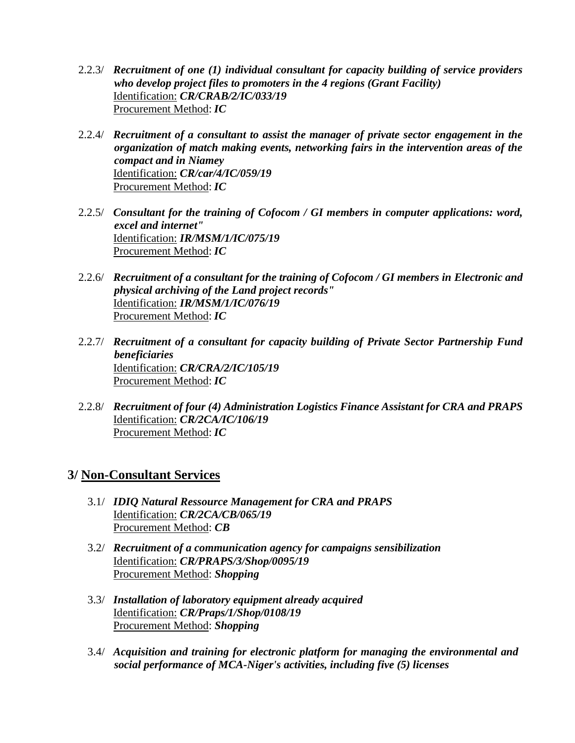2.2.3/ ***Recruitment of one (1) individual consultant for capacity building of service providers who develop project files to promoters in the 4 regions (Grant Facility)***
Identification: ***CR/CRAB/2/IC/033/19***
Procurement Method: ***IC***

2.2.4/ ***Recruitment of a consultant to assist the manager of private sector engagement in the organization of match making events, networking fairs in the intervention areas of the compact and in Niamey***
Identification: ***CR/car/4/IC/059/19***
Procurement Method: ***IC***

2.2.5/ ***Consultant for the training of Cofocom / GI members in computer applications: word, excel and internet"***
Identification: ***IR/MSM/1/IC/075/19***
Procurement Method: ***IC***

2.2.6/ ***Recruitment of a consultant for the training of Cofocom / GI members in Electronic and physical archiving of the Land project records"***
Identification: ***IR/MSM/1/IC/076/19***
Procurement Method: ***IC***

2.2.7/ ***Recruitment of a consultant for capacity building of Private Sector Partnership Fund beneficiaries***
Identification: ***CR/CRA/2/IC/105/19***
Procurement Method: ***IC***

2.2.8/ ***Recruitment of four (4) Administration Logistics Finance Assistant for CRA and PRAPS***
Identification: ***CR/2CA/IC/106/19***
Procurement Method: ***IC***

## 3/ Non-Consultant Services

3.1/ ***IDIQ Natural Ressource Management for CRA and PRAPS***
Identification: ***CR/2CA/CB/065/19***
Procurement Method: ***CB***

3.2/ ***Recruitment of a communication agency for campaigns sensibilization***
Identification: ***CR/PRAPS/3/Shop/0095/19***
Procurement Method: ***Shopping***

3.3/ ***Installation of laboratory equipment already acquired***
Identification: ***CR/Praps/1/Shop/0108/19***
Procurement Method: ***Shopping***

3.4/ ***Acquisition and training for electronic platform for managing the environmental and social performance of MCA-Niger's activities, including five (5) licenses***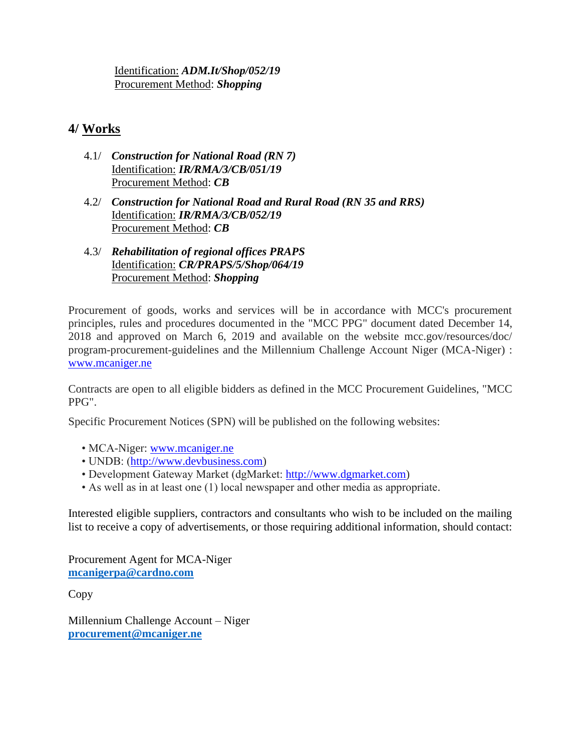Identification: ***ADM.It/Shop/052/19***
Procurement Method: ***Shopping***

## 4/ Works

4.1/ ***Construction for National Road (RN 7)***
Identification: ***IR/RMA/3/CB/051/19***
Procurement Method: ***CB***

4.2/ ***Construction for National Road and Rural Road (RN 35 and RRS)***
Identification: ***IR/RMA/3/CB/052/19***
Procurement Method: ***CB***

4.3/ ***Rehabilitation of regional offices PRAPS***
Identification: ***CR/PRAPS/5/Shop/064/19***
Procurement Method: ***Shopping***

Procurement of goods, works and services will be in accordance with MCC's procurement principles, rules and procedures documented in the "MCC PPG" document dated December 14, 2018 and approved on March 6, 2019 and available on the website mcc.gov/resources/doc/ program-procurement-guidelines and the Millennium Challenge Account Niger (MCA-Niger) : www.mcaniger.ne

Contracts are open to all eligible bidders as defined in the MCC Procurement Guidelines, "MCC PPG".

Specific Procurement Notices (SPN) will be published on the following websites:

- MCA-Niger: www.mcaniger.ne
- UNDB: (http://www.devbusiness.com)
- Development Gateway Market (dgMarket: http://www.dgmarket.com)
- As well as in at least one (1) local newspaper and other media as appropriate.

Interested eligible suppliers, contractors and consultants who wish to be included on the mailing list to receive a copy of advertisements, or those requiring additional information, should contact:

Procurement Agent for MCA-Niger
**mcanigerpa@cardno.com**

Copy

Millennium Challenge Account – Niger
**procurement@mcaniger.ne**